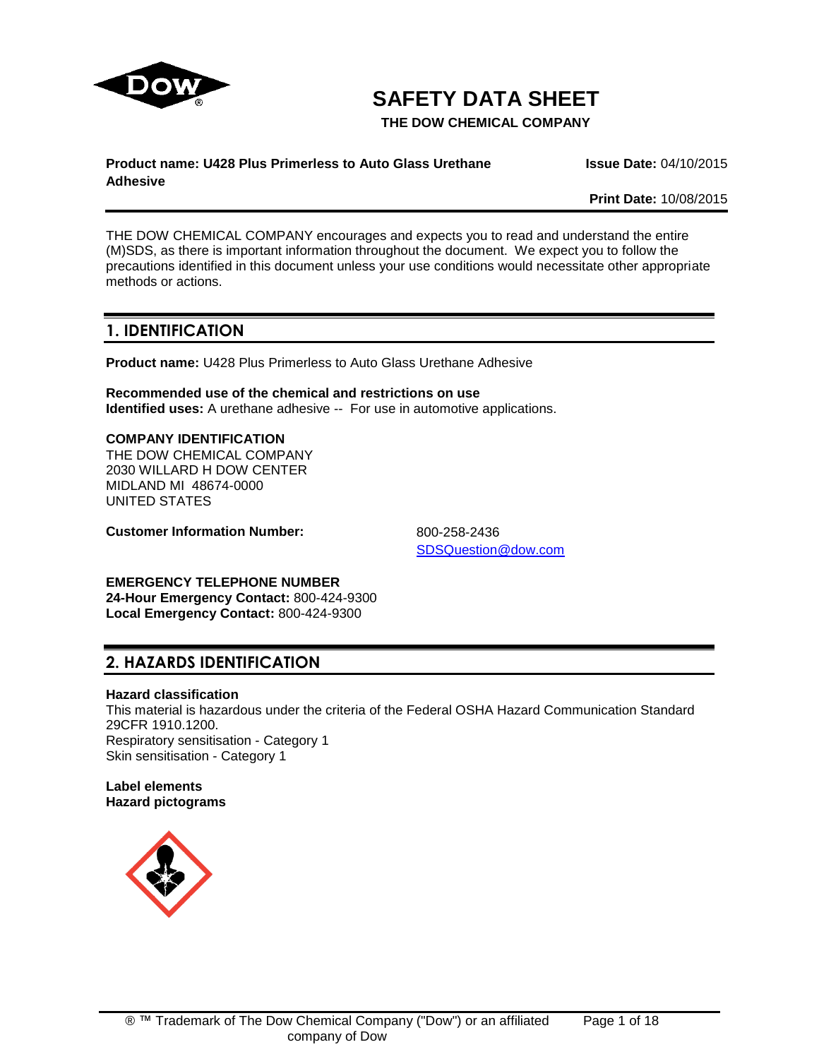# SAFETY DATA SHEET

**THE DOW CHEMICAL COMPANY**

**Product name: U428 Plus Primerless to Auto Glass Urethane Adhesive**

**Issue Date:** 04/10/2015

**Print Date:** 10/08/2015

THE DOW CHEMICAL COMPANY encourages and expects you to read and understand the entire (M)SDS, as there is important information throughout the document. We expect you to follow the precautions identified in this document unless your use conditions would necessitate other appropriate methods or actions.

## 1. IDENTIFICATION

**Product name:** U428 Plus Primerless to Auto Glass Urethane Adhesive

**Recommended use of the chemical and restrictions on use**
**Identified uses:** A urethane adhesive -- For use in automotive applications.

**COMPANY IDENTIFICATION**
THE DOW CHEMICAL COMPANY
2030 WILLARD H DOW CENTER
MIDLAND MI 48674-0000
UNITED STATES

**Customer Information Number:** 800-258-2436
SDSQuestion@dow.com

**EMERGENCY TELEPHONE NUMBER**
**24-Hour Emergency Contact:** 800-424-9300
**Local Emergency Contact:** 800-424-9300

## 2. HAZARDS IDENTIFICATION

**Hazard classification**
This material is hazardous under the criteria of the Federal OSHA Hazard Communication Standard 29CFR 1910.1200.
Respiratory sensitisation - Category 1
Skin sensitisation - Category 1

**Label elements**
**Hazard pictograms**

® ™ Trademark of The Dow Chemical Company ("Dow") or an affiliated company of Dow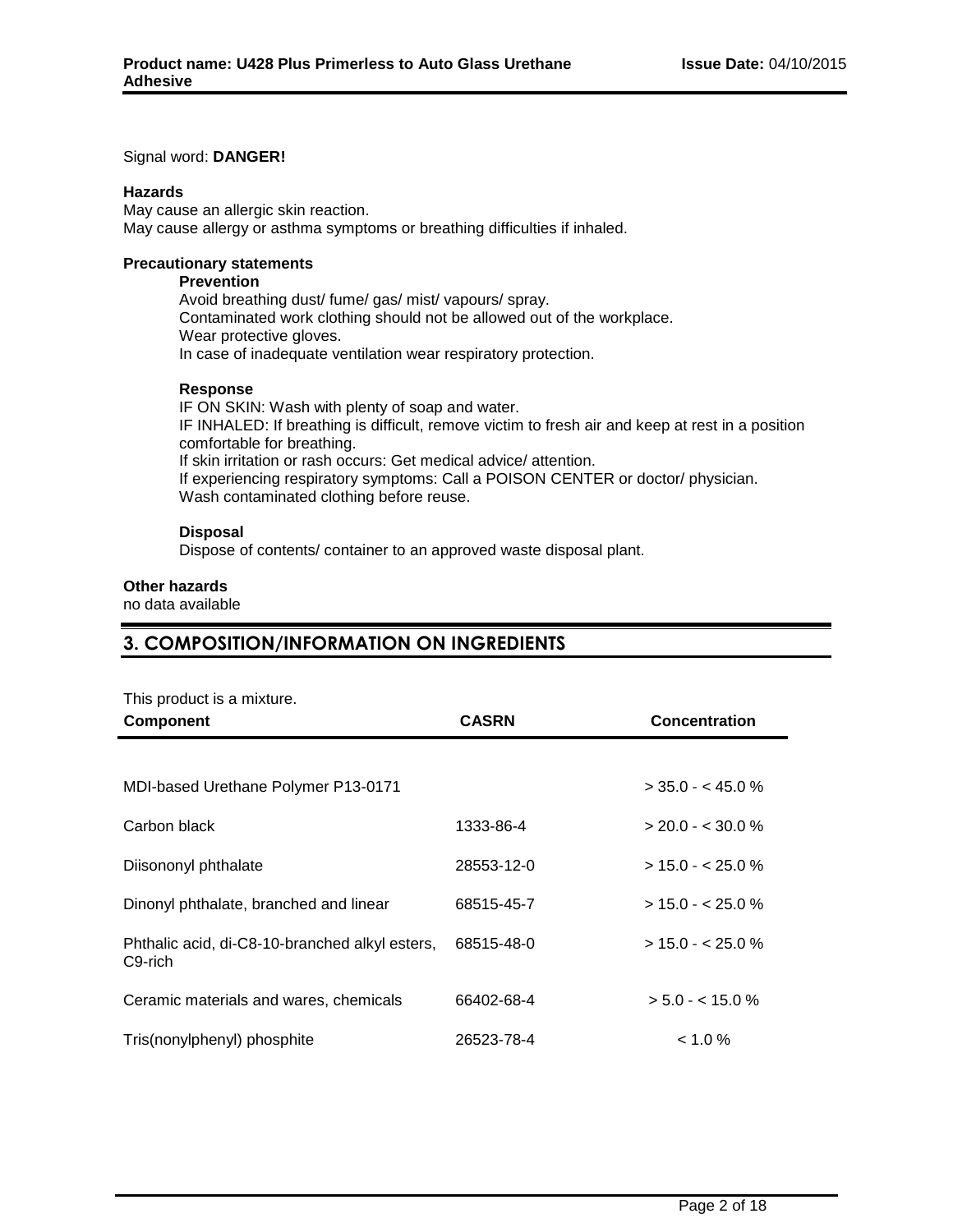Signal word: **DANGER!**

**Hazards**

May cause an allergic skin reaction.
May cause allergy or asthma symptoms or breathing difficulties if inhaled.

**Precautionary statements**

**Prevention**

Avoid breathing dust/ fume/ gas/ mist/ vapours/ spray.
Contaminated work clothing should not be allowed out of the workplace.
Wear protective gloves.
In case of inadequate ventilation wear respiratory protection.

**Response**

IF ON SKIN: Wash with plenty of soap and water.
IF INHALED: If breathing is difficult, remove victim to fresh air and keep at rest in a position comfortable for breathing.
If skin irritation or rash occurs: Get medical advice/ attention.
If experiencing respiratory symptoms: Call a POISON CENTER or doctor/ physician.
Wash contaminated clothing before reuse.

**Disposal**

Dispose of contents/ container to an approved waste disposal plant.

**Other hazards**

no data available

## 3. COMPOSITION/INFORMATION ON INGREDIENTS

This product is a mixture.

| Component | CASRN | Concentration |
|---|---|---|
| MDI-based Urethane Polymer P13-0171 | | > 35.0 - < 45.0 % |
| Carbon black | 1333-86-4 | > 20.0 - < 30.0 % |
| Diisononyl phthalate | 28553-12-0 | > 15.0 - < 25.0 % |
| Dinonyl phthalate, branched and linear | 68515-45-7 | > 15.0 - < 25.0 % |
| Phthalic acid, di-C8-10-branched alkyl esters, C9-rich | 68515-48-0 | > 15.0 - < 25.0 % |
| Ceramic materials and wares, chemicals | 66402-68-4 | > 5.0 - < 15.0 % |
| Tris(nonylphenyl) phosphite | 26523-78-4 | < 1.0 % |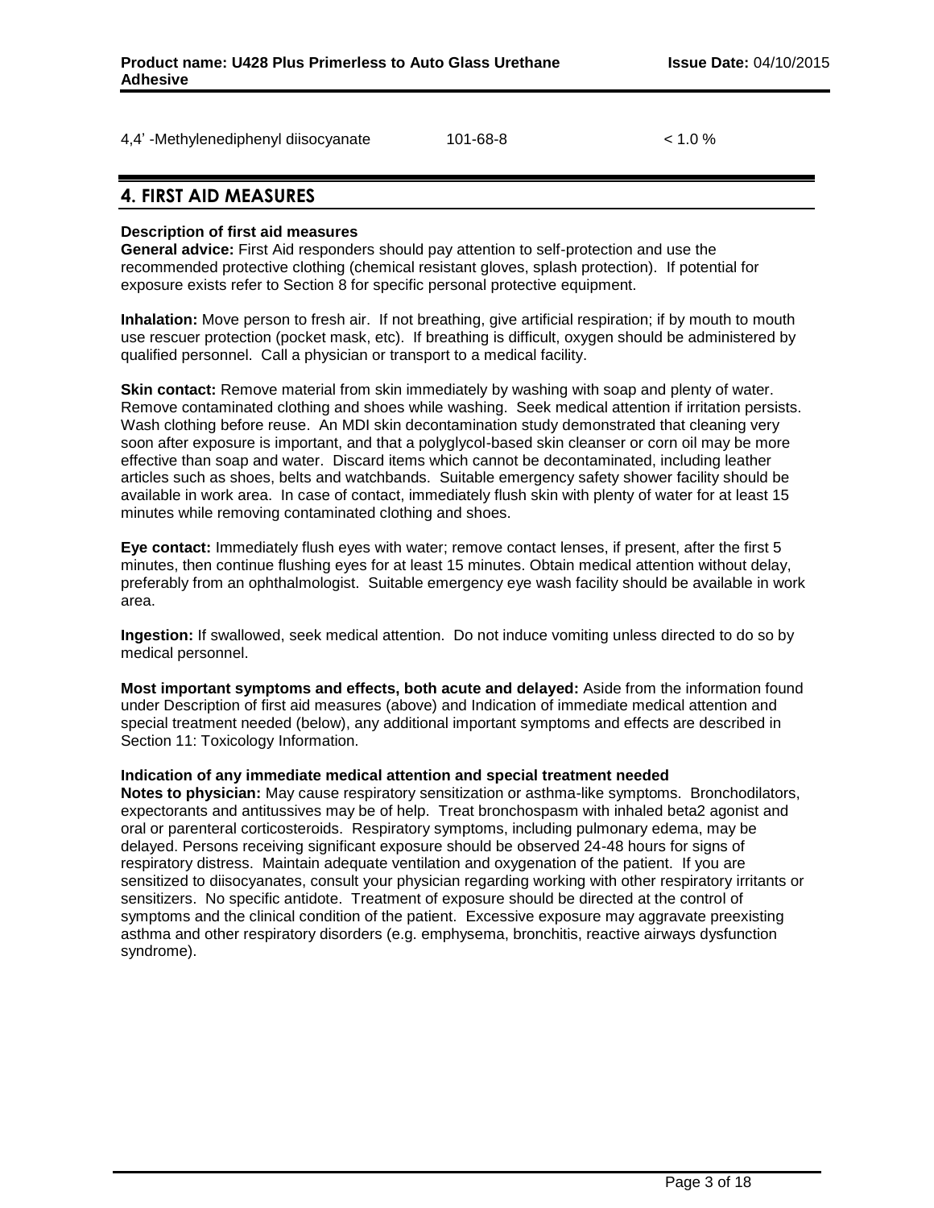| 4,4' -Methylenediphenyl diisocyanate | 101-68-8 | < 1.0 % |
|---|---|---|

## 4. FIRST AID MEASURES

**Description of first aid measures**

**General advice:** First Aid responders should pay attention to self-protection and use the recommended protective clothing (chemical resistant gloves, splash protection). If potential for exposure exists refer to Section 8 for specific personal protective equipment.

**Inhalation:** Move person to fresh air. If not breathing, give artificial respiration; if by mouth to mouth use rescuer protection (pocket mask, etc). If breathing is difficult, oxygen should be administered by qualified personnel. Call a physician or transport to a medical facility.

**Skin contact:** Remove material from skin immediately by washing with soap and plenty of water. Remove contaminated clothing and shoes while washing. Seek medical attention if irritation persists. Wash clothing before reuse. An MDI skin decontamination study demonstrated that cleaning very soon after exposure is important, and that a polyglycol-based skin cleanser or corn oil may be more effective than soap and water. Discard items which cannot be decontaminated, including leather articles such as shoes, belts and watchbands. Suitable emergency safety shower facility should be available in work area. In case of contact, immediately flush skin with plenty of water for at least 15 minutes while removing contaminated clothing and shoes.

**Eye contact:** Immediately flush eyes with water; remove contact lenses, if present, after the first 5 minutes, then continue flushing eyes for at least 15 minutes. Obtain medical attention without delay, preferably from an ophthalmologist. Suitable emergency eye wash facility should be available in work area.

**Ingestion:** If swallowed, seek medical attention. Do not induce vomiting unless directed to do so by medical personnel.

**Most important symptoms and effects, both acute and delayed:** Aside from the information found under Description of first aid measures (above) and Indication of immediate medical attention and special treatment needed (below), any additional important symptoms and effects are described in Section 11: Toxicology Information.

**Indication of any immediate medical attention and special treatment needed**

**Notes to physician:** May cause respiratory sensitization or asthma-like symptoms. Bronchodilators, expectorants and antitussives may be of help. Treat bronchospasm with inhaled beta2 agonist and oral or parenteral corticosteroids. Respiratory symptoms, including pulmonary edema, may be delayed. Persons receiving significant exposure should be observed 24-48 hours for signs of respiratory distress. Maintain adequate ventilation and oxygenation of the patient. If you are sensitized to diisocyanates, consult your physician regarding working with other respiratory irritants or sensitizers. No specific antidote. Treatment of exposure should be directed at the control of symptoms and the clinical condition of the patient. Excessive exposure may aggravate preexisting asthma and other respiratory disorders (e.g. emphysema, bronchitis, reactive airways dysfunction syndrome).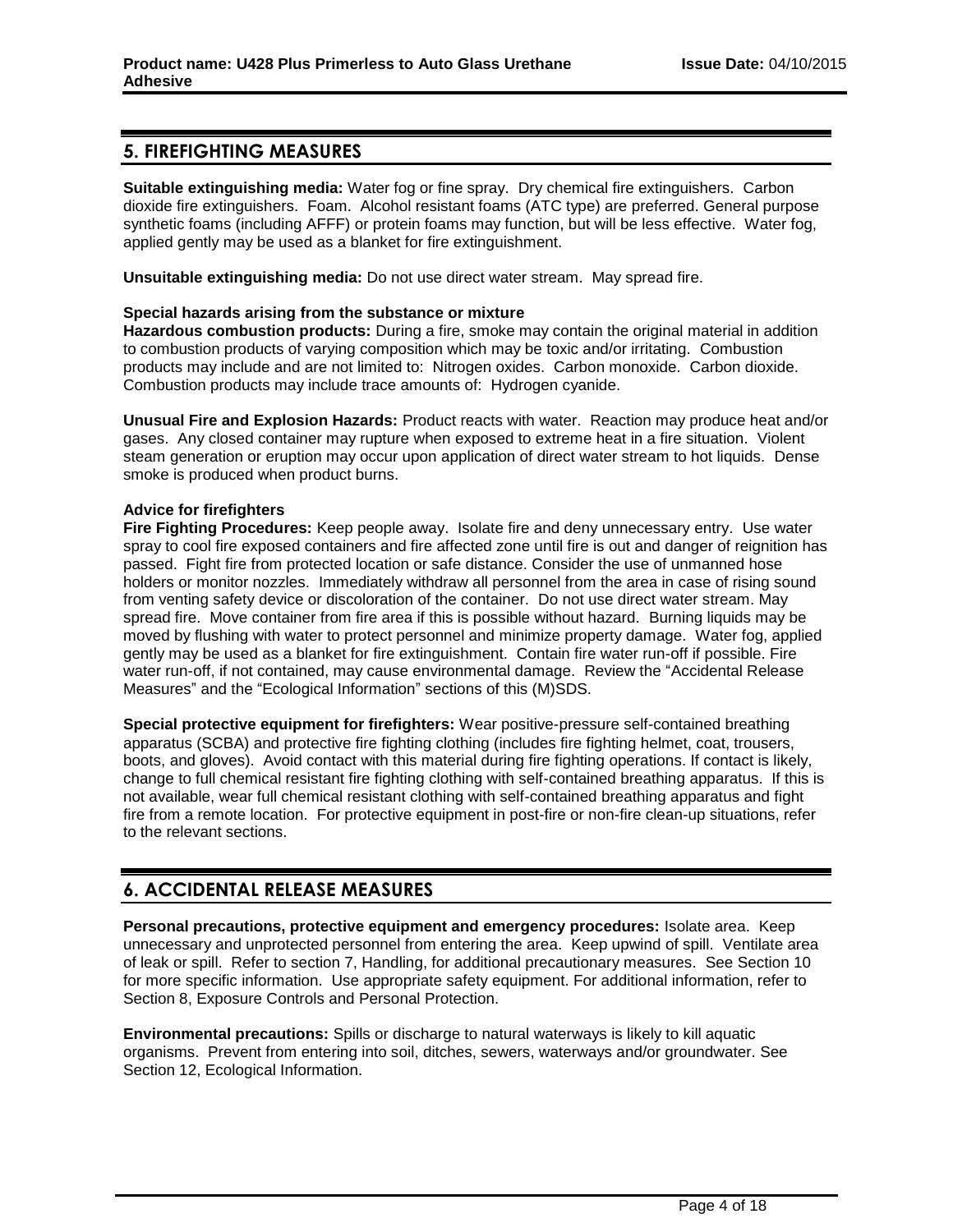## 5. FIREFIGHTING MEASURES

**Suitable extinguishing media:** Water fog or fine spray. Dry chemical fire extinguishers. Carbon dioxide fire extinguishers. Foam. Alcohol resistant foams (ATC type) are preferred. General purpose synthetic foams (including AFFF) or protein foams may function, but will be less effective. Water fog, applied gently may be used as a blanket for fire extinguishment.

**Unsuitable extinguishing media:** Do not use direct water stream. May spread fire.

**Special hazards arising from the substance or mixture**

**Hazardous combustion products:** During a fire, smoke may contain the original material in addition to combustion products of varying composition which may be toxic and/or irritating. Combustion products may include and are not limited to: Nitrogen oxides. Carbon monoxide. Carbon dioxide. Combustion products may include trace amounts of: Hydrogen cyanide.

**Unusual Fire and Explosion Hazards:** Product reacts with water. Reaction may produce heat and/or gases. Any closed container may rupture when exposed to extreme heat in a fire situation. Violent steam generation or eruption may occur upon application of direct water stream to hot liquids. Dense smoke is produced when product burns.

**Advice for firefighters**

**Fire Fighting Procedures:** Keep people away. Isolate fire and deny unnecessary entry. Use water spray to cool fire exposed containers and fire affected zone until fire is out and danger of reignition has passed. Fight fire from protected location or safe distance. Consider the use of unmanned hose holders or monitor nozzles. Immediately withdraw all personnel from the area in case of rising sound from venting safety device or discoloration of the container. Do not use direct water stream. May spread fire. Move container from fire area if this is possible without hazard. Burning liquids may be moved by flushing with water to protect personnel and minimize property damage. Water fog, applied gently may be used as a blanket for fire extinguishment. Contain fire water run-off if possible. Fire water run-off, if not contained, may cause environmental damage. Review the “Accidental Release Measures” and the “Ecological Information” sections of this (M)SDS.

**Special protective equipment for firefighters:** Wear positive-pressure self-contained breathing apparatus (SCBA) and protective fire fighting clothing (includes fire fighting helmet, coat, trousers, boots, and gloves). Avoid contact with this material during fire fighting operations. If contact is likely, change to full chemical resistant fire fighting clothing with self-contained breathing apparatus. If this is not available, wear full chemical resistant clothing with self-contained breathing apparatus and fight fire from a remote location. For protective equipment in post-fire or non-fire clean-up situations, refer to the relevant sections.

## 6. ACCIDENTAL RELEASE MEASURES

**Personal precautions, protective equipment and emergency procedures:** Isolate area. Keep unnecessary and unprotected personnel from entering the area. Keep upwind of spill. Ventilate area of leak or spill. Refer to section 7, Handling, for additional precautionary measures. See Section 10 for more specific information. Use appropriate safety equipment. For additional information, refer to Section 8, Exposure Controls and Personal Protection.

**Environmental precautions:** Spills or discharge to natural waterways is likely to kill aquatic organisms. Prevent from entering into soil, ditches, sewers, waterways and/or groundwater. See Section 12, Ecological Information.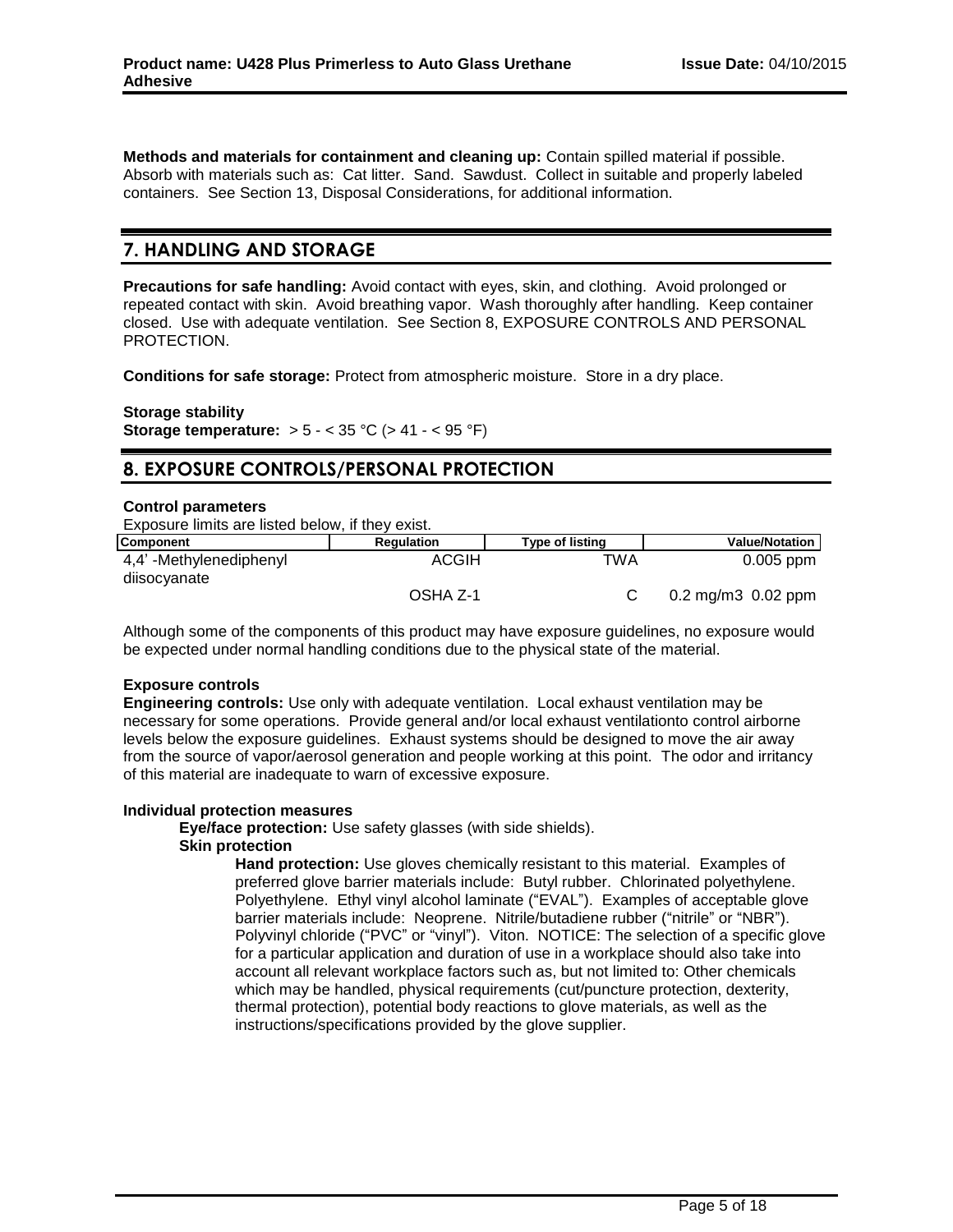**Methods and materials for containment and cleaning up:** Contain spilled material if possible. Absorb with materials such as: Cat litter. Sand. Sawdust. Collect in suitable and properly labeled containers. See Section 13, Disposal Considerations, for additional information.

## 7. HANDLING AND STORAGE

**Precautions for safe handling:** Avoid contact with eyes, skin, and clothing. Avoid prolonged or repeated contact with skin. Avoid breathing vapor. Wash thoroughly after handling. Keep container closed. Use with adequate ventilation. See Section 8, EXPOSURE CONTROLS AND PERSONAL PROTECTION.

**Conditions for safe storage:** Protect from atmospheric moisture. Store in a dry place.

**Storage stability**
**Storage temperature:** > 5 - < 35 °C (> 41 - < 95 °F)

## 8. EXPOSURE CONTROLS/PERSONAL PROTECTION

**Control parameters**
Exposure limits are listed below, if they exist.

| Component | Regulation | Type of listing | Value/Notation |
|---|---|---|---|
| 4,4' -Methylenediphenyl diisocyanate | ACGIH | TWA | 0.005 ppm |
| | OSHA Z-1 | C | 0.2 mg/m3 0.02 ppm |

Although some of the components of this product may have exposure guidelines, no exposure would be expected under normal handling conditions due to the physical state of the material.

**Exposure controls**
**Engineering controls:** Use only with adequate ventilation. Local exhaust ventilation may be necessary for some operations. Provide general and/or local exhaust ventilationto control airborne levels below the exposure guidelines. Exhaust systems should be designed to move the air away from the source of vapor/aerosol generation and people working at this point. The odor and irritancy of this material are inadequate to warn of excessive exposure.

**Individual protection measures**

**Eye/face protection:** Use safety glasses (with side shields).

**Skin protection**

**Hand protection:** Use gloves chemically resistant to this material. Examples of preferred glove barrier materials include: Butyl rubber. Chlorinated polyethylene. Polyethylene. Ethyl vinyl alcohol laminate ("EVAL"). Examples of acceptable glove barrier materials include: Neoprene. Nitrile/butadiene rubber ("nitrile" or "NBR"). Polyvinyl chloride ("PVC" or "vinyl"). Viton. NOTICE: The selection of a specific glove for a particular application and duration of use in a workplace should also take into account all relevant workplace factors such as, but not limited to: Other chemicals which may be handled, physical requirements (cut/puncture protection, dexterity, thermal protection), potential body reactions to glove materials, as well as the instructions/specifications provided by the glove supplier.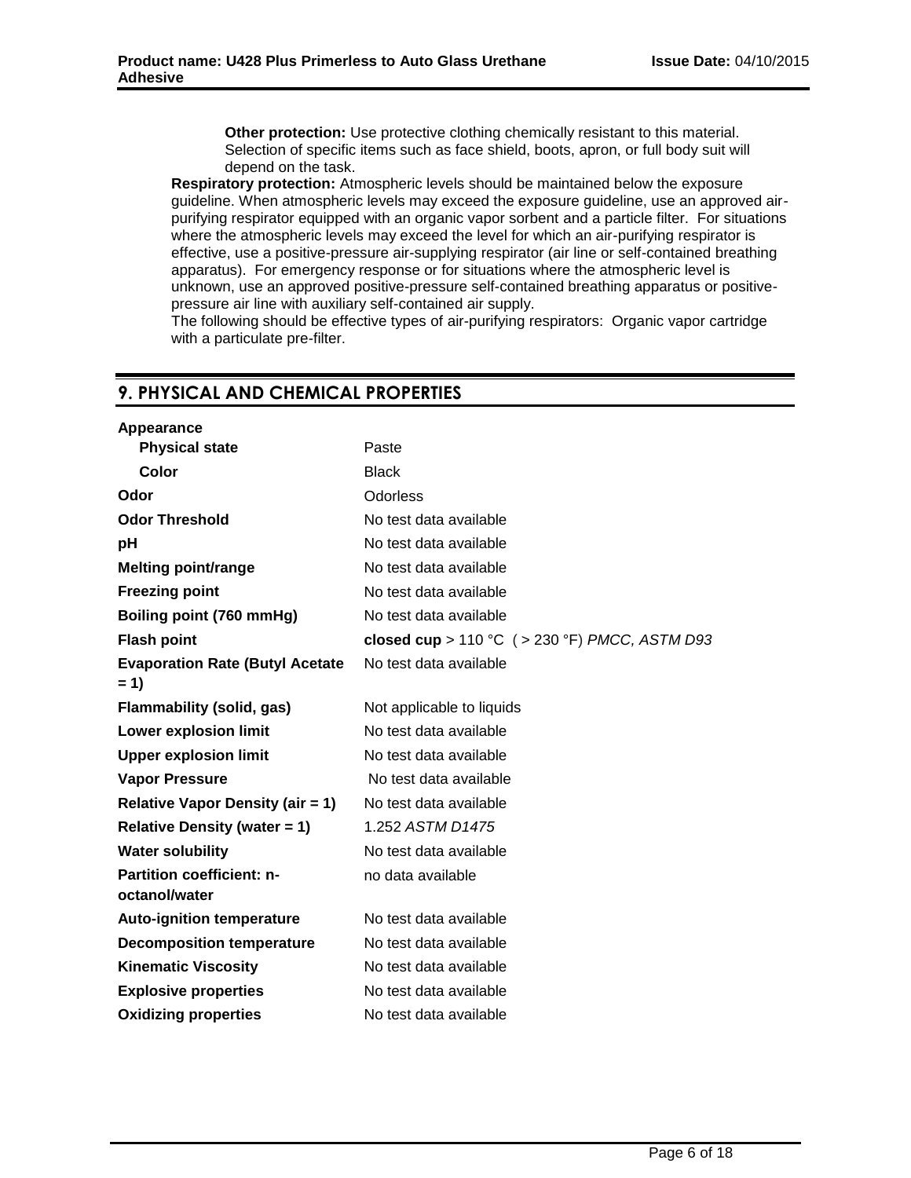**Other protection:** Use protective clothing chemically resistant to this material. Selection of specific items such as face shield, boots, apron, or full body suit will depend on the task.

**Respiratory protection:** Atmospheric levels should be maintained below the exposure guideline. When atmospheric levels may exceed the exposure guideline, use an approved air-purifying respirator equipped with an organic vapor sorbent and a particle filter. For situations where the atmospheric levels may exceed the level for which an air-purifying respirator is effective, use a positive-pressure air-supplying respirator (air line or self-contained breathing apparatus). For emergency response or for situations where the atmospheric level is unknown, use an approved positive-pressure self-contained breathing apparatus or positive-pressure air line with auxiliary self-contained air supply.

The following should be effective types of air-purifying respirators: Organic vapor cartridge with a particulate pre-filter.

## 9. PHYSICAL AND CHEMICAL PROPERTIES

| | |
|---|---|
| **Appearance** | |
| **Physical state** | Paste |
| **Color** | Black |
| **Odor** | Odorless |
| **Odor Threshold** | No test data available |
| **pH** | No test data available |
| **Melting point/range** | No test data available |
| **Freezing point** | No test data available |
| **Boiling point (760 mmHg)** | No test data available |
| **Flash point** | **closed cup** > 110 °C ( > 230 °F) *PMCC, ASTM D93* |
| **Evaporation Rate (Butyl Acetate = 1)** | No test data available |
| **Flammability (solid, gas)** | Not applicable to liquids |
| **Lower explosion limit** | No test data available |
| **Upper explosion limit** | No test data available |
| **Vapor Pressure** | No test data available |
| **Relative Vapor Density (air = 1)** | No test data available |
| **Relative Density (water = 1)** | 1.252 *ASTM D1475* |
| **Water solubility** | No test data available |
| **Partition coefficient: n-octanol/water** | no data available |
| **Auto-ignition temperature** | No test data available |
| **Decomposition temperature** | No test data available |
| **Kinematic Viscosity** | No test data available |
| **Explosive properties** | No test data available |
| **Oxidizing properties** | No test data available |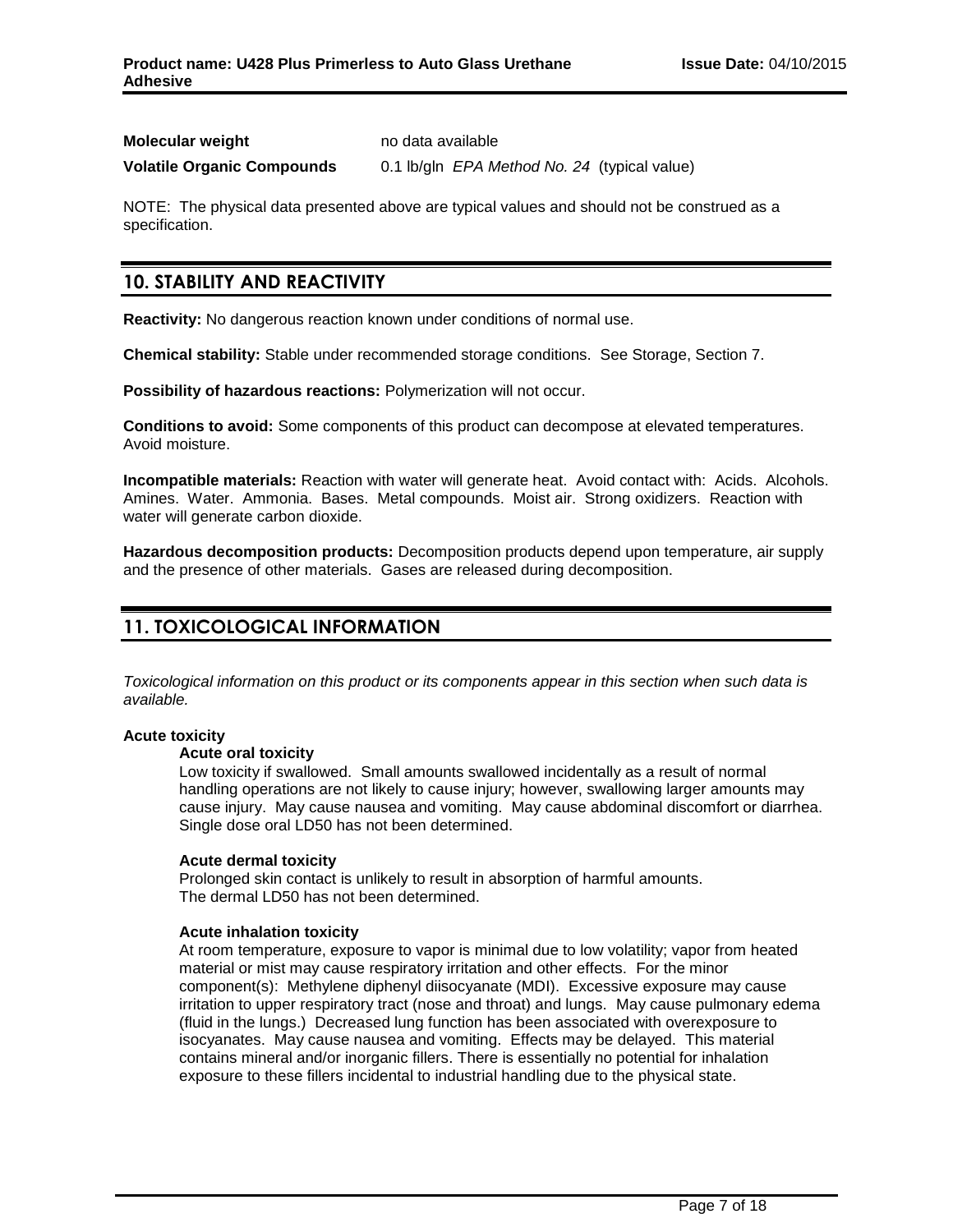| | |
|---|---|
| **Molecular weight** | no data available |
| **Volatile Organic Compounds** | 0.1 lb/gln *EPA Method No. 24* (typical value) |

NOTE: The physical data presented above are typical values and should not be construed as a specification.

## 10. STABILITY AND REACTIVITY

**Reactivity:** No dangerous reaction known under conditions of normal use.

**Chemical stability:** Stable under recommended storage conditions. See Storage, Section 7.

**Possibility of hazardous reactions:** Polymerization will not occur.

**Conditions to avoid:** Some components of this product can decompose at elevated temperatures. Avoid moisture.

**Incompatible materials:** Reaction with water will generate heat. Avoid contact with: Acids. Alcohols. Amines. Water. Ammonia. Bases. Metal compounds. Moist air. Strong oxidizers. Reaction with water will generate carbon dioxide.

**Hazardous decomposition products:** Decomposition products depend upon temperature, air supply and the presence of other materials. Gases are released during decomposition.

## 11. TOXICOLOGICAL INFORMATION

*Toxicological information on this product or its components appear in this section when such data is available.*

**Acute toxicity**

**Acute oral toxicity**

Low toxicity if swallowed. Small amounts swallowed incidentally as a result of normal handling operations are not likely to cause injury; however, swallowing larger amounts may cause injury. May cause nausea and vomiting. May cause abdominal discomfort or diarrhea. Single dose oral LD50 has not been determined.

**Acute dermal toxicity**

Prolonged skin contact is unlikely to result in absorption of harmful amounts.
The dermal LD50 has not been determined.

**Acute inhalation toxicity**

At room temperature, exposure to vapor is minimal due to low volatility; vapor from heated material or mist may cause respiratory irritation and other effects. For the minor component(s): Methylene diphenyl diisocyanate (MDI). Excessive exposure may cause irritation to upper respiratory tract (nose and throat) and lungs. May cause pulmonary edema (fluid in the lungs.) Decreased lung function has been associated with overexposure to isocyanates. May cause nausea and vomiting. Effects may be delayed. This material contains mineral and/or inorganic fillers. There is essentially no potential for inhalation exposure to these fillers incidental to industrial handling due to the physical state.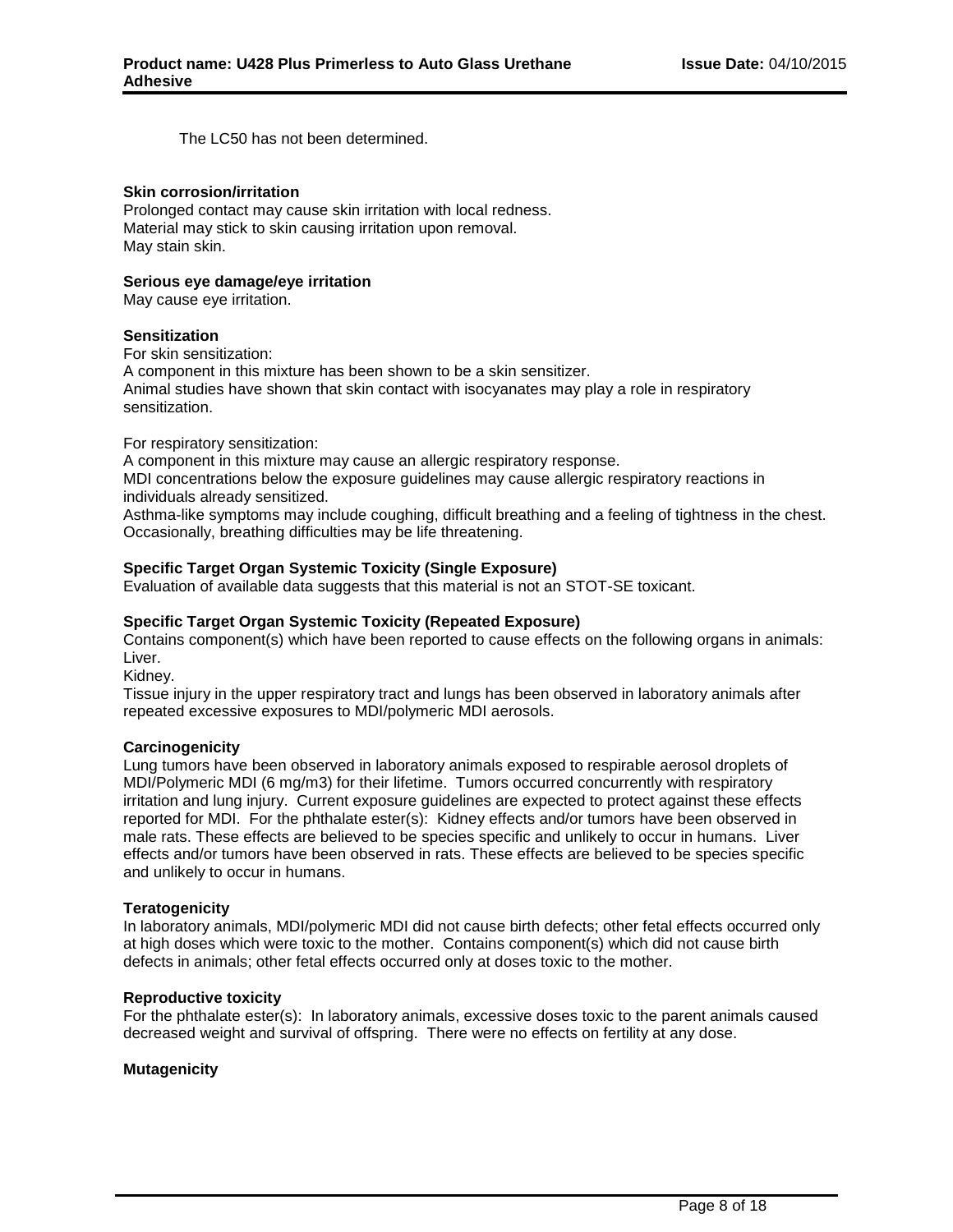The LC50 has not been determined.

**Skin corrosion/irritation**

Prolonged contact may cause skin irritation with local redness.
Material may stick to skin causing irritation upon removal.
May stain skin.

**Serious eye damage/eye irritation**

May cause eye irritation.

**Sensitization**

For skin sensitization:
A component in this mixture has been shown to be a skin sensitizer.
Animal studies have shown that skin contact with isocyanates may play a role in respiratory sensitization.

For respiratory sensitization:
A component in this mixture may cause an allergic respiratory response.
MDI concentrations below the exposure guidelines may cause allergic respiratory reactions in individuals already sensitized.
Asthma-like symptoms may include coughing, difficult breathing and a feeling of tightness in the chest. Occasionally, breathing difficulties may be life threatening.

**Specific Target Organ Systemic Toxicity (Single Exposure)**

Evaluation of available data suggests that this material is not an STOT-SE toxicant.

**Specific Target Organ Systemic Toxicity (Repeated Exposure)**

Contains component(s) which have been reported to cause effects on the following organs in animals:
Liver.
Kidney.
Tissue injury in the upper respiratory tract and lungs has been observed in laboratory animals after repeated excessive exposures to MDI/polymeric MDI aerosols.

**Carcinogenicity**

Lung tumors have been observed in laboratory animals exposed to respirable aerosol droplets of MDI/Polymeric MDI (6 mg/m3) for their lifetime. Tumors occurred concurrently with respiratory irritation and lung injury. Current exposure guidelines are expected to protect against these effects reported for MDI. For the phthalate ester(s): Kidney effects and/or tumors have been observed in male rats. These effects are believed to be species specific and unlikely to occur in humans. Liver effects and/or tumors have been observed in rats. These effects are believed to be species specific and unlikely to occur in humans.

**Teratogenicity**

In laboratory animals, MDI/polymeric MDI did not cause birth defects; other fetal effects occurred only at high doses which were toxic to the mother. Contains component(s) which did not cause birth defects in animals; other fetal effects occurred only at doses toxic to the mother.

**Reproductive toxicity**

For the phthalate ester(s): In laboratory animals, excessive doses toxic to the parent animals caused decreased weight and survival of offspring. There were no effects on fertility at any dose.

**Mutagenicity**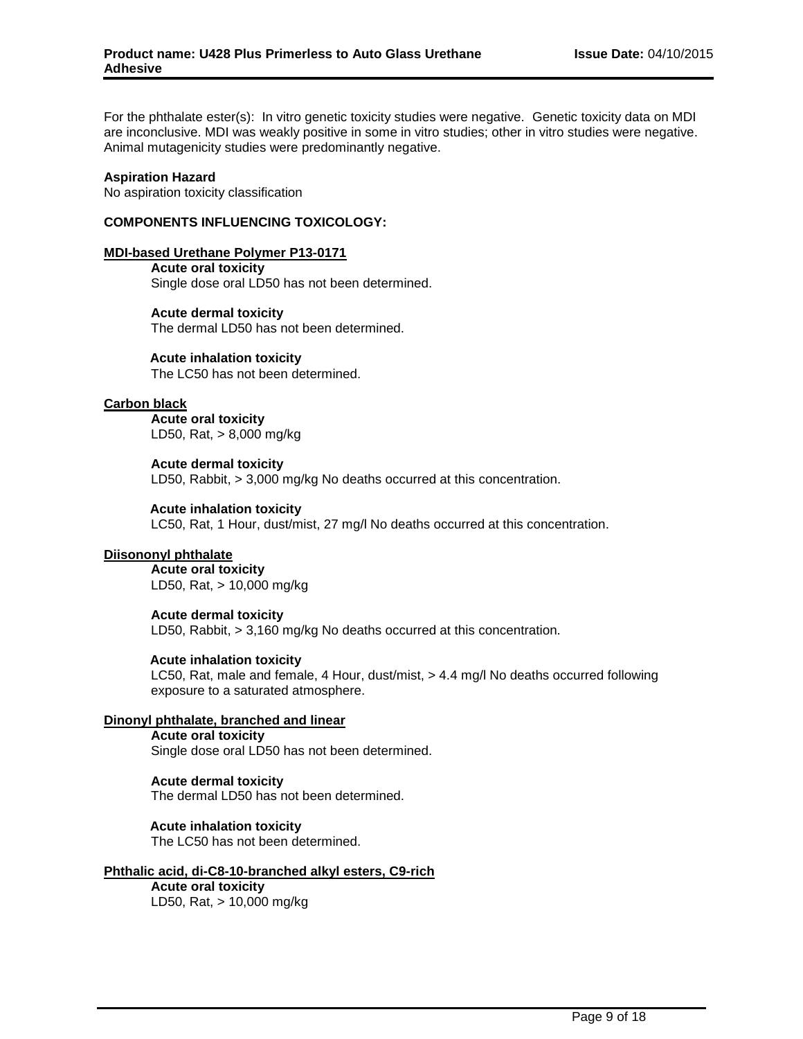For the phthalate ester(s): In vitro genetic toxicity studies were negative. Genetic toxicity data on MDI are inconclusive. MDI was weakly positive in some in vitro studies; other in vitro studies were negative. Animal mutagenicity studies were predominantly negative.

**Aspiration Hazard**
No aspiration toxicity classification

**COMPONENTS INFLUENCING TOXICOLOGY:**

**MDI-based Urethane Polymer P13-0171**

**Acute oral toxicity**
Single dose oral LD50 has not been determined.

**Acute dermal toxicity**
The dermal LD50 has not been determined.

**Acute inhalation toxicity**
The LC50 has not been determined.

**Carbon black**

**Acute oral toxicity**
LD50, Rat, > 8,000 mg/kg

**Acute dermal toxicity**
LD50, Rabbit, > 3,000 mg/kg No deaths occurred at this concentration.

**Acute inhalation toxicity**
LC50, Rat, 1 Hour, dust/mist, 27 mg/l No deaths occurred at this concentration.

**Diisononyl phthalate**

**Acute oral toxicity**
LD50, Rat, > 10,000 mg/kg

**Acute dermal toxicity**
LD50, Rabbit, > 3,160 mg/kg No deaths occurred at this concentration.

**Acute inhalation toxicity**
LC50, Rat, male and female, 4 Hour, dust/mist, > 4.4 mg/l No deaths occurred following exposure to a saturated atmosphere.

**Dinonyl phthalate, branched and linear**

**Acute oral toxicity**
Single dose oral LD50 has not been determined.

**Acute dermal toxicity**
The dermal LD50 has not been determined.

**Acute inhalation toxicity**
The LC50 has not been determined.

**Phthalic acid, di-C8-10-branched alkyl esters, C9-rich**

**Acute oral toxicity**
LD50, Rat, > 10,000 mg/kg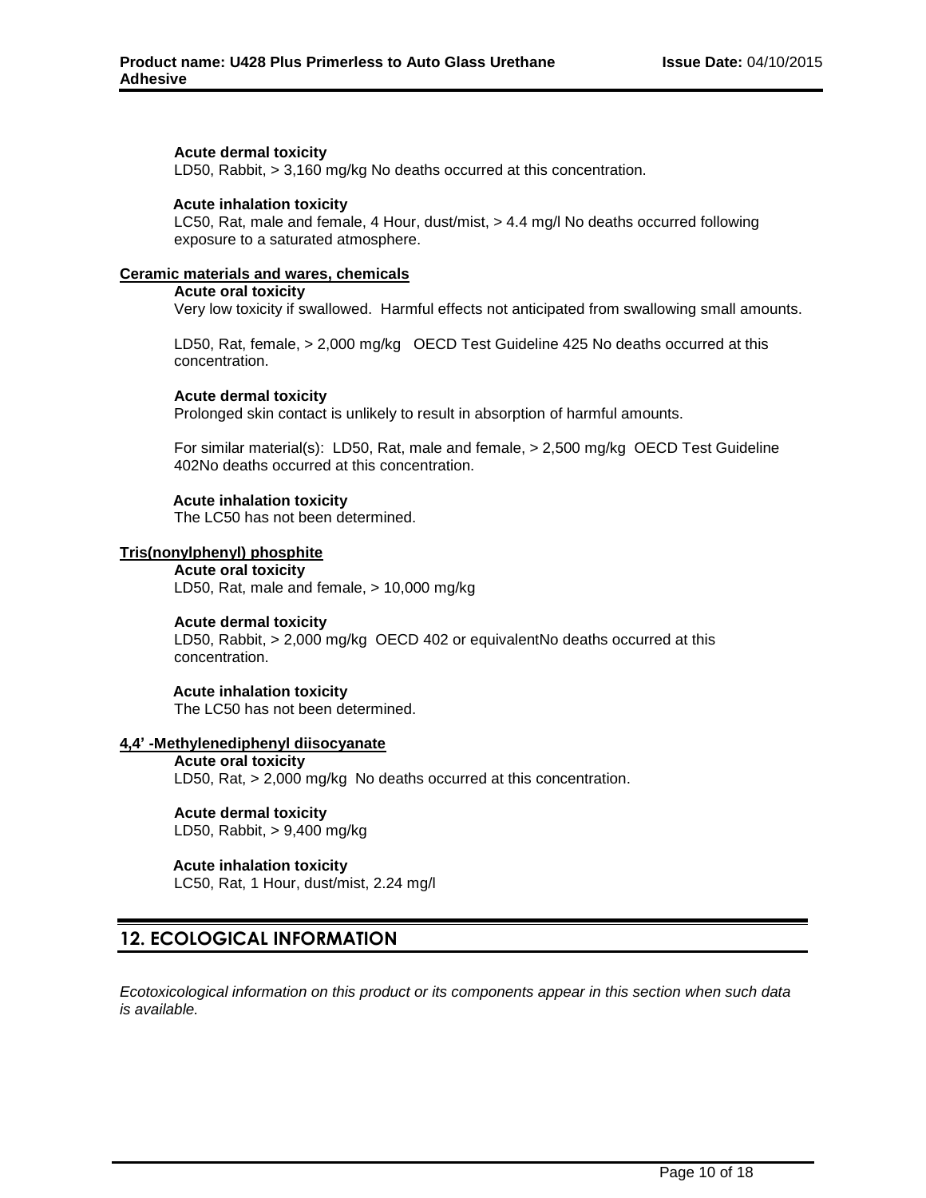**Acute dermal toxicity**
LD50, Rabbit, > 3,160 mg/kg No deaths occurred at this concentration.

**Acute inhalation toxicity**
LC50, Rat, male and female, 4 Hour, dust/mist, > 4.4 mg/l No deaths occurred following exposure to a saturated atmosphere.

**Ceramic materials and wares, chemicals**

**Acute oral toxicity**
Very low toxicity if swallowed. Harmful effects not anticipated from swallowing small amounts.

LD50, Rat, female, > 2,000 mg/kg OECD Test Guideline 425 No deaths occurred at this concentration.

**Acute dermal toxicity**
Prolonged skin contact is unlikely to result in absorption of harmful amounts.

For similar material(s): LD50, Rat, male and female, > 2,500 mg/kg OECD Test Guideline 402No deaths occurred at this concentration.

**Acute inhalation toxicity**
The LC50 has not been determined.

**Tris(nonylphenyl) phosphite**

**Acute oral toxicity**
LD50, Rat, male and female, > 10,000 mg/kg

**Acute dermal toxicity**
LD50, Rabbit, > 2,000 mg/kg OECD 402 or equivalentNo deaths occurred at this concentration.

**Acute inhalation toxicity**
The LC50 has not been determined.

**4,4' -Methylenediphenyl diisocyanate**

**Acute oral toxicity**
LD50, Rat, > 2,000 mg/kg No deaths occurred at this concentration.

**Acute dermal toxicity**
LD50, Rabbit, > 9,400 mg/kg

**Acute inhalation toxicity**
LC50, Rat, 1 Hour, dust/mist, 2.24 mg/l

## 12. ECOLOGICAL INFORMATION

*Ecotoxicological information on this product or its components appear in this section when such data is available.*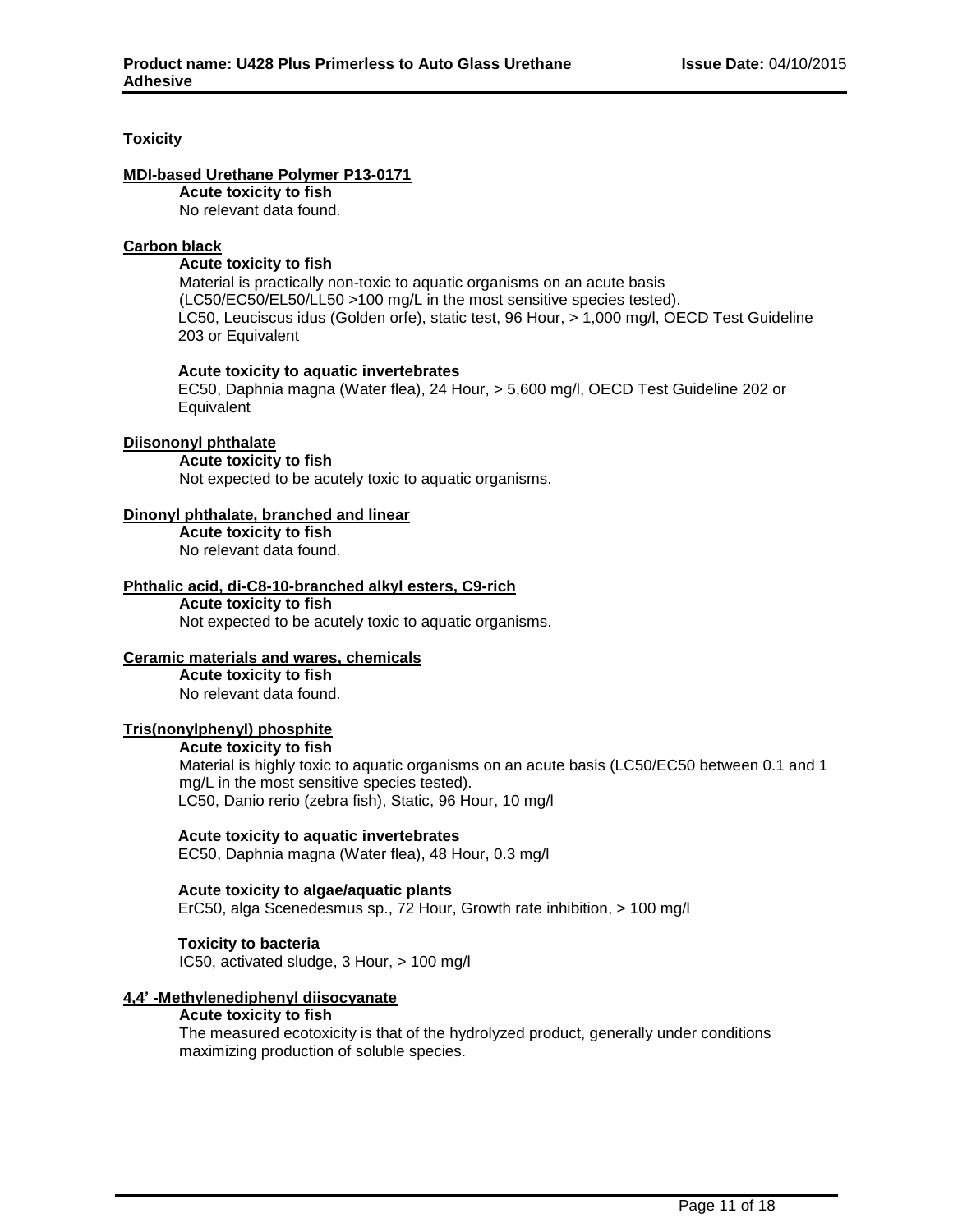**Toxicity**

**MDI-based Urethane Polymer P13-0171**

**Acute toxicity to fish**

No relevant data found.

**Carbon black**

**Acute toxicity to fish**

Material is practically non-toxic to aquatic organisms on an acute basis (LC50/EC50/EL50/LL50 >100 mg/L in the most sensitive species tested).

LC50, Leuciscus idus (Golden orfe), static test, 96 Hour, > 1,000 mg/l, OECD Test Guideline 203 or Equivalent

**Acute toxicity to aquatic invertebrates**

EC50, Daphnia magna (Water flea), 24 Hour, > 5,600 mg/l, OECD Test Guideline 202 or Equivalent

**Diisononyl phthalate**

**Acute toxicity to fish**

Not expected to be acutely toxic to aquatic organisms.

**Dinonyl phthalate, branched and linear**

**Acute toxicity to fish**

No relevant data found.

**Phthalic acid, di-C8-10-branched alkyl esters, C9-rich**

**Acute toxicity to fish**

Not expected to be acutely toxic to aquatic organisms.

**Ceramic materials and wares, chemicals**

**Acute toxicity to fish**

No relevant data found.

**Tris(nonylphenyl) phosphite**

**Acute toxicity to fish**

Material is highly toxic to aquatic organisms on an acute basis (LC50/EC50 between 0.1 and 1 mg/L in the most sensitive species tested).

LC50, Danio rerio (zebra fish), Static, 96 Hour, 10 mg/l

**Acute toxicity to aquatic invertebrates**

EC50, Daphnia magna (Water flea), 48 Hour, 0.3 mg/l

**Acute toxicity to algae/aquatic plants**

ErC50, alga Scenedesmus sp., 72 Hour, Growth rate inhibition, > 100 mg/l

**Toxicity to bacteria**

IC50, activated sludge, 3 Hour, > 100 mg/l

**4,4' -Methylenediphenyl diisocyanate**

**Acute toxicity to fish**

The measured ecotoxicity is that of the hydrolyzed product, generally under conditions maximizing production of soluble species.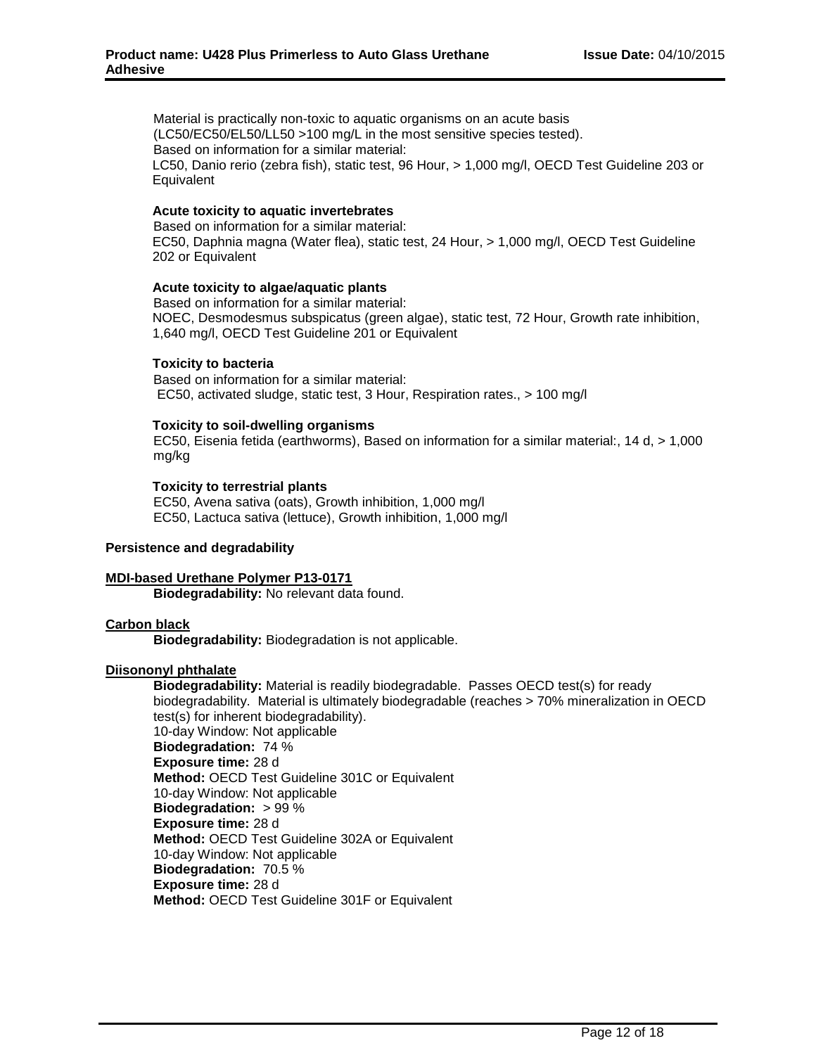Material is practically non-toxic to aquatic organisms on an acute basis (LC50/EC50/EL50/LL50 >100 mg/L in the most sensitive species tested).
Based on information for a similar material:
LC50, Danio rerio (zebra fish), static test, 96 Hour, > 1,000 mg/l, OECD Test Guideline 203 or Equivalent

**Acute toxicity to aquatic invertebrates**
Based on information for a similar material:
EC50, Daphnia magna (Water flea), static test, 24 Hour, > 1,000 mg/l, OECD Test Guideline 202 or Equivalent

**Acute toxicity to algae/aquatic plants**
Based on information for a similar material:
NOEC, Desmodesmus subspicatus (green algae), static test, 72 Hour, Growth rate inhibition, 1,640 mg/l, OECD Test Guideline 201 or Equivalent

**Toxicity to bacteria**
Based on information for a similar material:
EC50, activated sludge, static test, 3 Hour, Respiration rates., > 100 mg/l

**Toxicity to soil-dwelling organisms**
EC50, Eisenia fetida (earthworms), Based on information for a similar material:, 14 d, > 1,000 mg/kg

**Toxicity to terrestrial plants**
EC50, Avena sativa (oats), Growth inhibition, 1,000 mg/l
EC50, Lactuca sativa (lettuce), Growth inhibition, 1,000 mg/l

**Persistence and degradability**

**MDI-based Urethane Polymer P13-0171**
**Biodegradability:** No relevant data found.

**Carbon black**
**Biodegradability:** Biodegradation is not applicable.

**Diisononyl phthalate**
**Biodegradability:** Material is readily biodegradable. Passes OECD test(s) for ready biodegradability. Material is ultimately biodegradable (reaches > 70% mineralization in OECD test(s) for inherent biodegradability).
10-day Window: Not applicable
**Biodegradation:** 74 %
**Exposure time:** 28 d
**Method:** OECD Test Guideline 301C or Equivalent
10-day Window: Not applicable
**Biodegradation:** > 99 %
**Exposure time:** 28 d
**Method:** OECD Test Guideline 302A or Equivalent
10-day Window: Not applicable
**Biodegradation:** 70.5 %
**Exposure time:** 28 d
**Method:** OECD Test Guideline 301F or Equivalent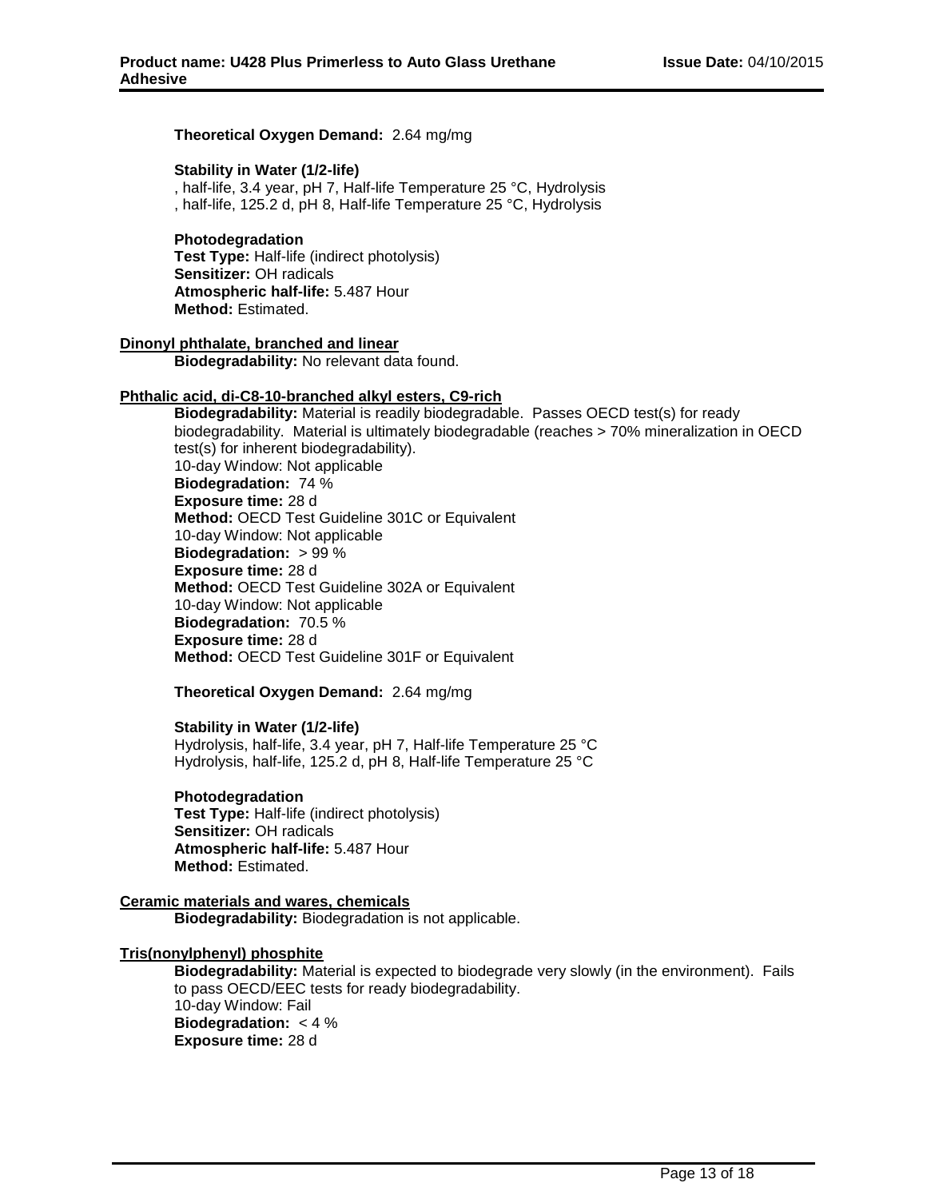**Theoretical Oxygen Demand:** 2.64 mg/mg

**Stability in Water (1/2-life)**
, half-life, 3.4 year, pH 7, Half-life Temperature 25 °C, Hydrolysis
, half-life, 125.2 d, pH 8, Half-life Temperature 25 °C, Hydrolysis

**Photodegradation**
**Test Type:** Half-life (indirect photolysis)
**Sensitizer:** OH radicals
**Atmospheric half-life:** 5.487 Hour
**Method:** Estimated.

**Dinonyl phthalate, branched and linear**

**Biodegradability:** No relevant data found.

**Phthalic acid, di-C8-10-branched alkyl esters, C9-rich**

**Biodegradability:** Material is readily biodegradable. Passes OECD test(s) for ready biodegradability. Material is ultimately biodegradable (reaches > 70% mineralization in OECD test(s) for inherent biodegradability).
10-day Window: Not applicable
**Biodegradation:** 74 %
**Exposure time:** 28 d
**Method:** OECD Test Guideline 301C or Equivalent
10-day Window: Not applicable
**Biodegradation:** > 99 %
**Exposure time:** 28 d
**Method:** OECD Test Guideline 302A or Equivalent
10-day Window: Not applicable
**Biodegradation:** 70.5 %
**Exposure time:** 28 d
**Method:** OECD Test Guideline 301F or Equivalent

**Theoretical Oxygen Demand:** 2.64 mg/mg

**Stability in Water (1/2-life)**
Hydrolysis, half-life, 3.4 year, pH 7, Half-life Temperature 25 °C
Hydrolysis, half-life, 125.2 d, pH 8, Half-life Temperature 25 °C

**Photodegradation**
**Test Type:** Half-life (indirect photolysis)
**Sensitizer:** OH radicals
**Atmospheric half-life:** 5.487 Hour
**Method:** Estimated.

**Ceramic materials and wares, chemicals**

**Biodegradability:** Biodegradation is not applicable.

**Tris(nonylphenyl) phosphite**

**Biodegradability:** Material is expected to biodegrade very slowly (in the environment). Fails to pass OECD/EEC tests for ready biodegradability.
10-day Window: Fail
**Biodegradation:** < 4 %
**Exposure time:** 28 d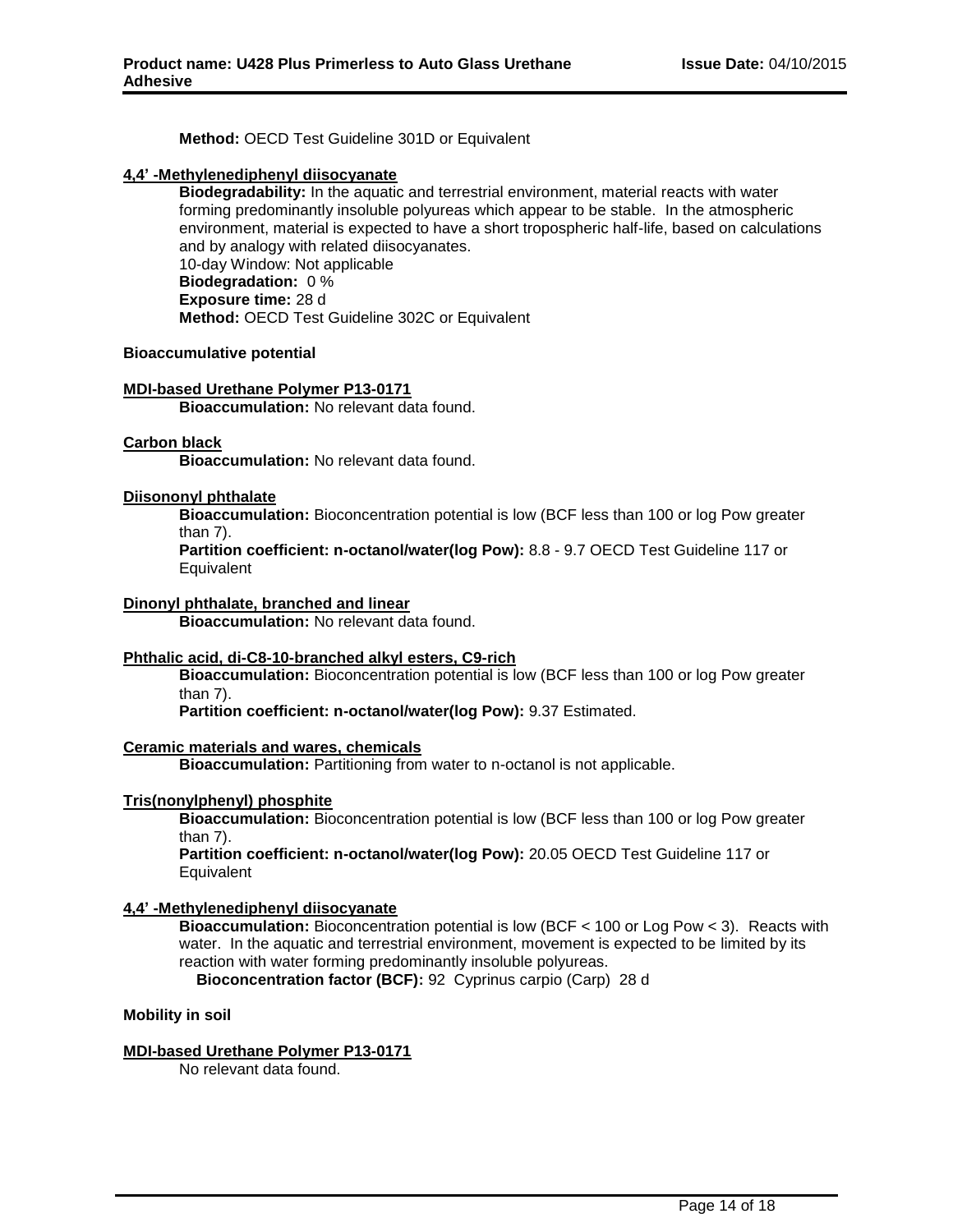**Method:** OECD Test Guideline 301D or Equivalent

**4,4' -Methylenediphenyl diisocyanate**

**Biodegradability:** In the aquatic and terrestrial environment, material reacts with water forming predominantly insoluble polyureas which appear to be stable. In the atmospheric environment, material is expected to have a short tropospheric half-life, based on calculations and by analogy with related diisocyanates.
10-day Window: Not applicable
**Biodegradation:** 0 %
**Exposure time:** 28 d
**Method:** OECD Test Guideline 302C or Equivalent

**Bioaccumulative potential**

**MDI-based Urethane Polymer P13-0171**

**Bioaccumulation:** No relevant data found.

**Carbon black**

**Bioaccumulation:** No relevant data found.

**Diisononyl phthalate**

**Bioaccumulation:** Bioconcentration potential is low (BCF less than 100 or log Pow greater than 7).
**Partition coefficient: n-octanol/water(log Pow):** 8.8 - 9.7 OECD Test Guideline 117 or Equivalent

**Dinonyl phthalate, branched and linear**

**Bioaccumulation:** No relevant data found.

**Phthalic acid, di-C8-10-branched alkyl esters, C9-rich**

**Bioaccumulation:** Bioconcentration potential is low (BCF less than 100 or log Pow greater than 7).
**Partition coefficient: n-octanol/water(log Pow):** 9.37 Estimated.

**Ceramic materials and wares, chemicals**

**Bioaccumulation:** Partitioning from water to n-octanol is not applicable.

**Tris(nonylphenyl) phosphite**

**Bioaccumulation:** Bioconcentration potential is low (BCF less than 100 or log Pow greater than 7).
**Partition coefficient: n-octanol/water(log Pow):** 20.05 OECD Test Guideline 117 or Equivalent

**4,4' -Methylenediphenyl diisocyanate**

**Bioaccumulation:** Bioconcentration potential is low (BCF < 100 or Log Pow < 3). Reacts with water. In the aquatic and terrestrial environment, movement is expected to be limited by its reaction with water forming predominantly insoluble polyureas.
**Bioconcentration factor (BCF):** 92 Cyprinus carpio (Carp) 28 d

**Mobility in soil**

**MDI-based Urethane Polymer P13-0171**

No relevant data found.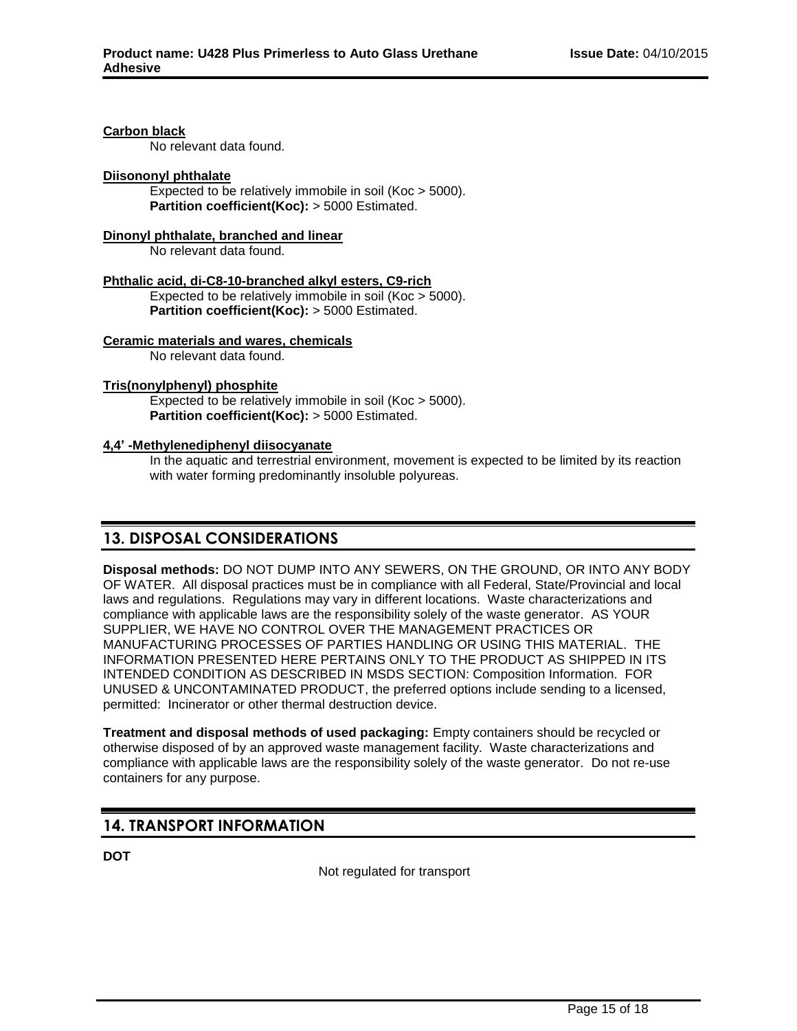**Carbon black**

No relevant data found.

**Diisononyl phthalate**

Expected to be relatively immobile in soil (Koc > 5000).
**Partition coefficient(Koc):** > 5000 Estimated.

**Dinonyl phthalate, branched and linear**

No relevant data found.

**Phthalic acid, di-C8-10-branched alkyl esters, C9-rich**

Expected to be relatively immobile in soil (Koc > 5000).
**Partition coefficient(Koc):** > 5000 Estimated.

**Ceramic materials and wares, chemicals**

No relevant data found.

**Tris(nonylphenyl) phosphite**

Expected to be relatively immobile in soil (Koc > 5000).
**Partition coefficient(Koc):** > 5000 Estimated.

**4,4' -Methylenediphenyl diisocyanate**

In the aquatic and terrestrial environment, movement is expected to be limited by its reaction with water forming predominantly insoluble polyureas.

## 13. DISPOSAL CONSIDERATIONS

**Disposal methods:** DO NOT DUMP INTO ANY SEWERS, ON THE GROUND, OR INTO ANY BODY OF WATER. All disposal practices must be in compliance with all Federal, State/Provincial and local laws and regulations. Regulations may vary in different locations. Waste characterizations and compliance with applicable laws are the responsibility solely of the waste generator. AS YOUR SUPPLIER, WE HAVE NO CONTROL OVER THE MANAGEMENT PRACTICES OR MANUFACTURING PROCESSES OF PARTIES HANDLING OR USING THIS MATERIAL. THE INFORMATION PRESENTED HERE PERTAINS ONLY TO THE PRODUCT AS SHIPPED IN ITS INTENDED CONDITION AS DESCRIBED IN MSDS SECTION: Composition Information. FOR UNUSED & UNCONTAMINATED PRODUCT, the preferred options include sending to a licensed, permitted: Incinerator or other thermal destruction device.

**Treatment and disposal methods of used packaging:** Empty containers should be recycled or otherwise disposed of by an approved waste management facility. Waste characterizations and compliance with applicable laws are the responsibility solely of the waste generator. Do not re-use containers for any purpose.

## 14. TRANSPORT INFORMATION

**DOT**

Not regulated for transport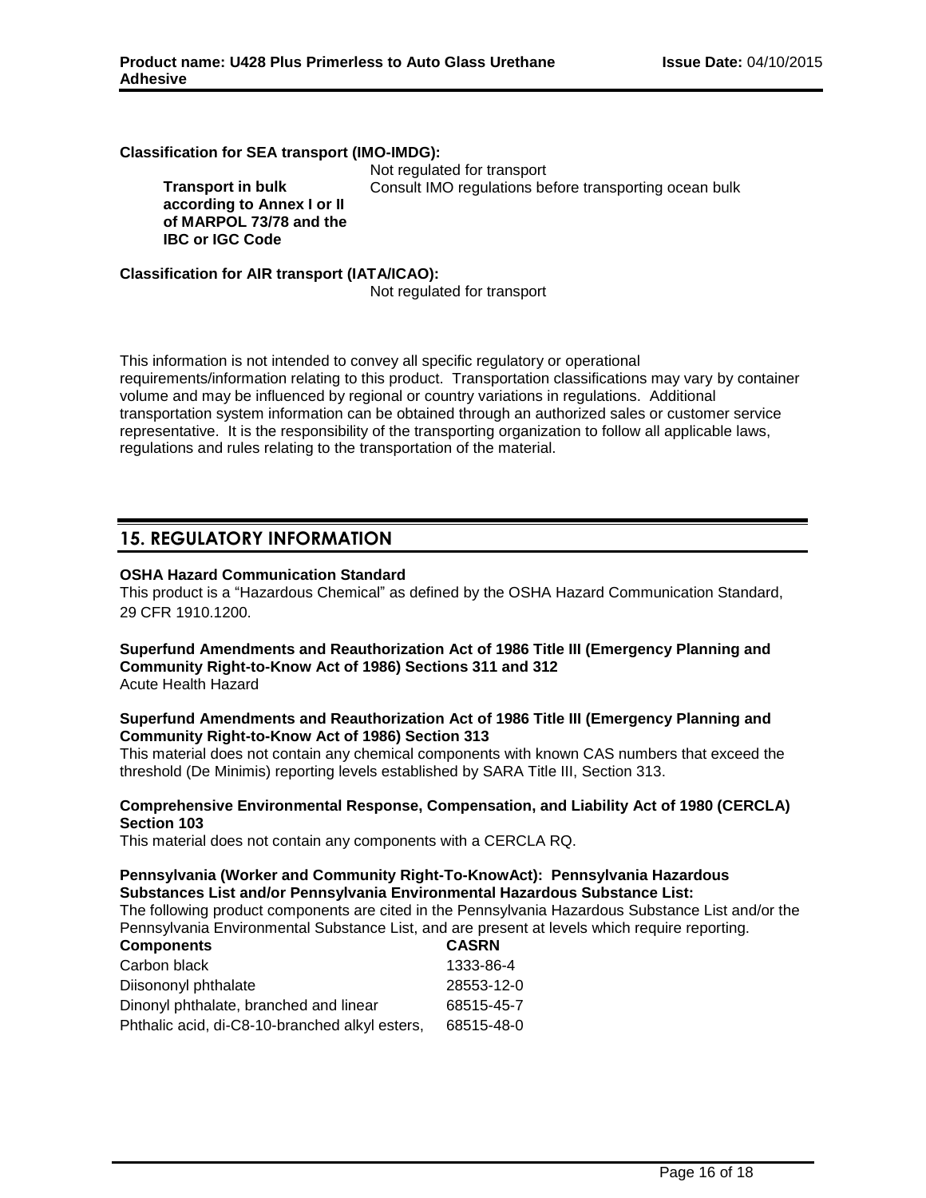**Classification for SEA transport (IMO-IMDG):**

Not regulated for transport

**Transport in bulk according to Annex I or II of MARPOL 73/78 and the IBC or IGC Code**
Consult IMO regulations before transporting ocean bulk

**Classification for AIR transport (IATA/ICAO):**

Not regulated for transport

This information is not intended to convey all specific regulatory or operational requirements/information relating to this product. Transportation classifications may vary by container volume and may be influenced by regional or country variations in regulations. Additional transportation system information can be obtained through an authorized sales or customer service representative. It is the responsibility of the transporting organization to follow all applicable laws, regulations and rules relating to the transportation of the material.

## 15. REGULATORY INFORMATION

**OSHA Hazard Communication Standard**
This product is a "Hazardous Chemical" as defined by the OSHA Hazard Communication Standard, 29 CFR 1910.1200.

**Superfund Amendments and Reauthorization Act of 1986 Title III (Emergency Planning and Community Right-to-Know Act of 1986) Sections 311 and 312**
Acute Health Hazard

**Superfund Amendments and Reauthorization Act of 1986 Title III (Emergency Planning and Community Right-to-Know Act of 1986) Section 313**
This material does not contain any chemical components with known CAS numbers that exceed the threshold (De Minimis) reporting levels established by SARA Title III, Section 313.

**Comprehensive Environmental Response, Compensation, and Liability Act of 1980 (CERCLA) Section 103**
This material does not contain any components with a CERCLA RQ.

**Pennsylvania (Worker and Community Right-To-KnowAct): Pennsylvania Hazardous Substances List and/or Pennsylvania Environmental Hazardous Substance List:**
The following product components are cited in the Pennsylvania Hazardous Substance List and/or the Pennsylvania Environmental Substance List, and are present at levels which require reporting.

| Components | CASRN |
|---|---|
| Carbon black | 1333-86-4 |
| Diisononyl phthalate | 28553-12-0 |
| Dinonyl phthalate, branched and linear | 68515-45-7 |
| Phthalic acid, di-C8-10-branched alkyl esters, | 68515-48-0 |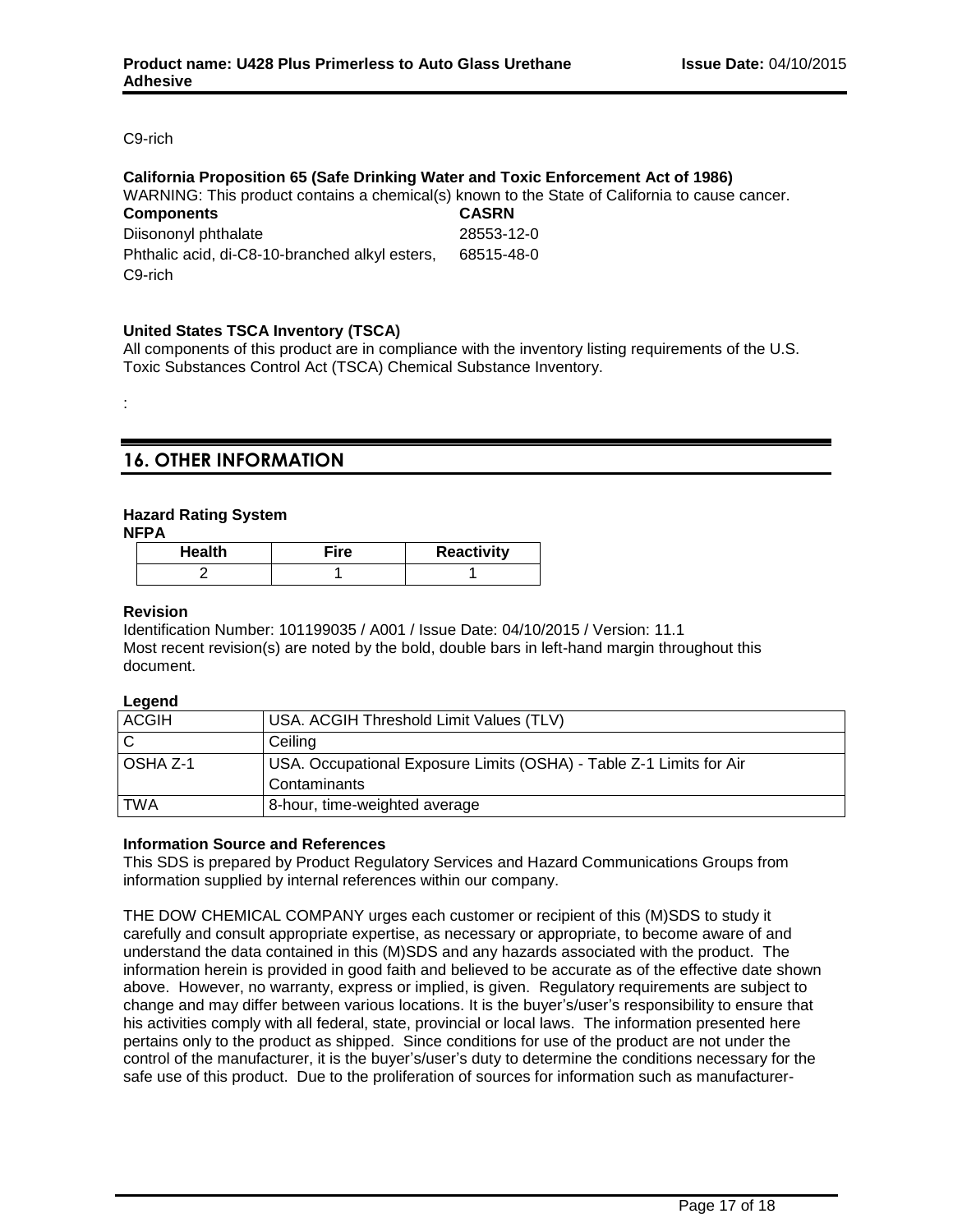C9-rich

**California Proposition 65 (Safe Drinking Water and Toxic Enforcement Act of 1986)**

WARNING: This product contains a chemical(s) known to the State of California to cause cancer.

| Components | CASRN |
|---|---|
| Diisononyl phthalate | 28553-12-0 |
| Phthalic acid, di-C8-10-branched alkyl esters, C9-rich | 68515-48-0 |

**United States TSCA Inventory (TSCA)**

All components of this product are in compliance with the inventory listing requirements of the U.S. Toxic Substances Control Act (TSCA) Chemical Substance Inventory.

:

## 16. OTHER INFORMATION

**Hazard Rating System**

**NFPA**

| Health | Fire | Reactivity |
|---|---|---|
| 2 | 1 | 1 |

**Revision**

Identification Number: 101199035 / A001 / Issue Date: 04/10/2015 / Version: 11.1

Most recent revision(s) are noted by the bold, double bars in left-hand margin throughout this document.

**Legend**

| | |
|---|---|
| ACGIH | USA. ACGIH Threshold Limit Values (TLV) |
| C | Ceiling |
| OSHA Z-1 | USA. Occupational Exposure Limits (OSHA) - Table Z-1 Limits for Air Contaminants |
| TWA | 8-hour, time-weighted average |

**Information Source and References**

This SDS is prepared by Product Regulatory Services and Hazard Communications Groups from information supplied by internal references within our company.

THE DOW CHEMICAL COMPANY urges each customer or recipient of this (M)SDS to study it carefully and consult appropriate expertise, as necessary or appropriate, to become aware of and understand the data contained in this (M)SDS and any hazards associated with the product. The information herein is provided in good faith and believed to be accurate as of the effective date shown above. However, no warranty, express or implied, is given. Regulatory requirements are subject to change and may differ between various locations. It is the buyer's/user's responsibility to ensure that his activities comply with all federal, state, provincial or local laws. The information presented here pertains only to the product as shipped. Since conditions for use of the product are not under the control of the manufacturer, it is the buyer's/user's duty to determine the conditions necessary for the safe use of this product. Due to the proliferation of sources for information such as manufacturer-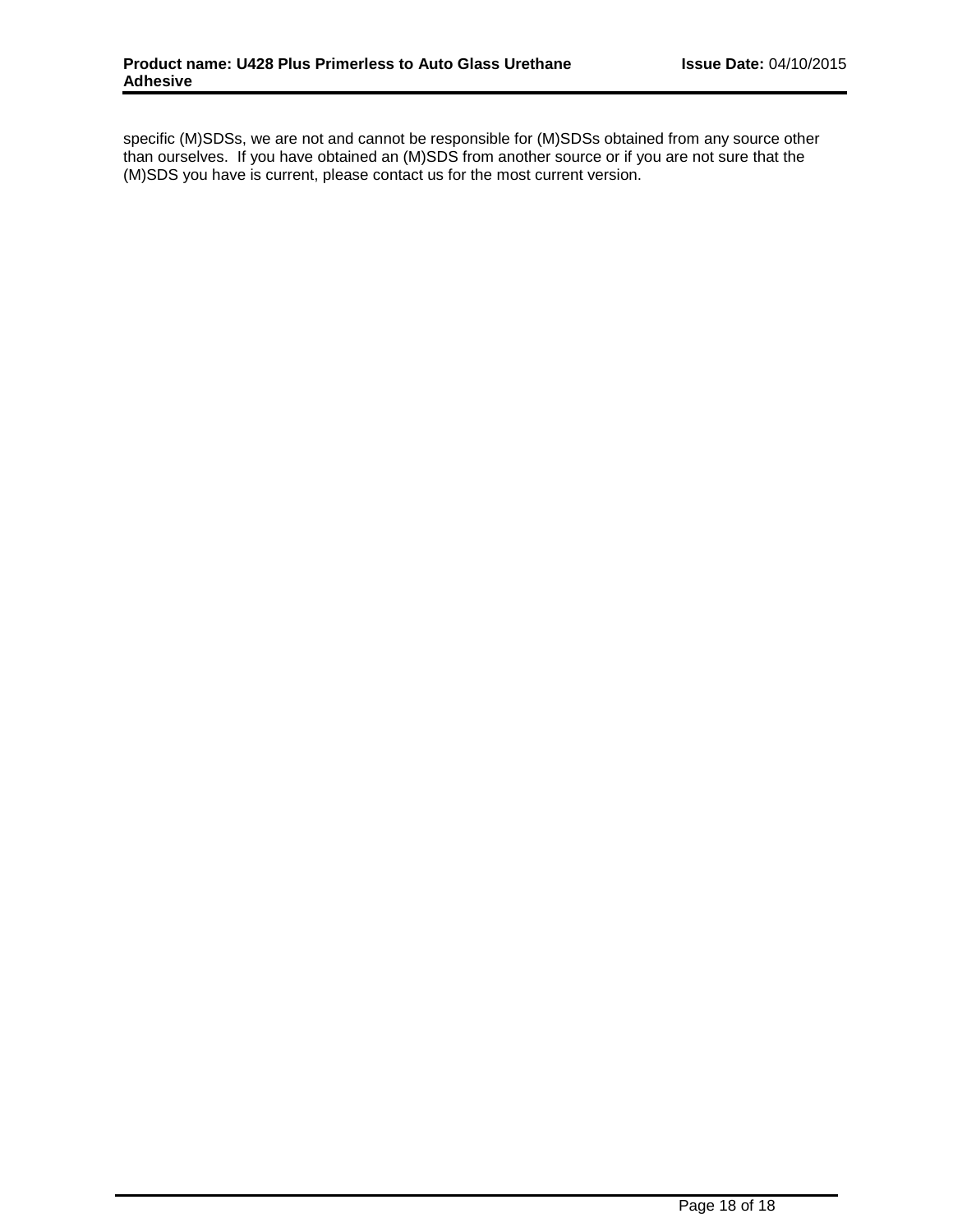specific (M)SDSs, we are not and cannot be responsible for (M)SDSs obtained from any source other than ourselves. If you have obtained an (M)SDS from another source or if you are not sure that the (M)SDS you have is current, please contact us for the most current version.